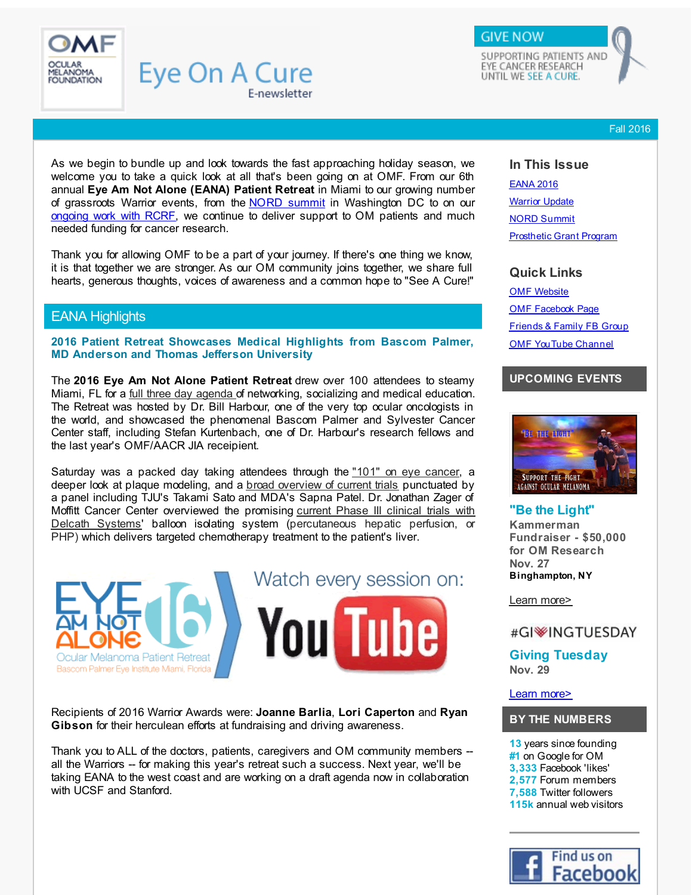# OMF Ocular Melanoma Foundation

## Eye On A Cure

E-newsletter

GIVE NOW

SUPPORTING PATIENTS AND EYE CANCER RESEARCH UNTIL WE SEE A CURE.

Fall 2016

As we begin to bundle up and look towards the fast approaching holiday season, we welcome you to take a quick look at all that's been going on at OMF. From our 6th annual **Eye Am Not Alone (EANA) Patient Retreat** in Miami to our growing number of grassroots Warrior events, from the NORD summit in Washington DC to on our ongoing work with RCRF, we continue to deliver support to OM patients and much needed funding for cancer research.

Thank you for allowing OMF to be a part of your journey. If there's one thing we know, it is that together we are stronger. As our OM community joins together, we share full hearts, generous thoughts, voices of awareness and a common hope to "See A Cure!"

## EANA Highlights

### 2016 Patient Retreat Showcases Medical Highlights from Bascom Palmer, MD Anderson and Thomas Jefferson University

The **2016 Eye Am Not Alone Patient Retreat** drew over 100 attendees to steamy Miami, FL for a full three day agenda of networking, socializing and medical education. The Retreat was hosted by Dr. Bill Harbour, one of the very top ocular oncologists in the world, and showcased the phenomenal Bascom Palmer and Sylvester Cancer Center staff, including Stefan Kurtenbach, one of Dr. Harbour's research fellows and the last year's OMF/AACR JIA receipient.

Saturday was a packed day taking attendees through the "101" on eye cancer, a deeper look at plaque modeling, and a broad overview of current trials punctuated by a panel including TJU's Takami Sato and MDA's Sapna Patel. Dr. Jonathan Zager of Moffitt Cancer Center overviewed the promising current Phase III clinical trials with Delcath Systems' balloon isolating system (percutaneous hepatic perfusion, or PHP) which delivers targeted chemotherapy treatment to the patient's liver.

EYE AM NOT ALONE 16 — Ocular Melanoma Patient Retreat — Bascom Palmer Eye Institute Miami, Florida

Watch every session on: YouTube

Recipients of 2016 Warrior Awards were: **Joanne Barlia**, **Lori Caperton** and **Ryan Gibson** for their herculean efforts at fundraising and driving awareness.

Thank you to ALL of the doctors, patients, caregivers and OM community members -- all the Warriors -- for making this year's retreat such a success. Next year, we'll be taking EANA to the west coast and are working on a draft agenda now in collaboration with UCSF and Stanford.

### In This Issue

- EANA 2016
- Warrior Update
- NORD Summit
- Prosthetic Grant Program

### Quick Links

- OMF Website
- OMF Facebook Page
- Friends & Family FB Group
- OMF YouTube Channel

### UPCOMING EVENTS

**"Be the Light"**
**Kammerman Fundraiser - $50,000 for OM Research**
**Nov. 27**
**Binghampton, NY**

Learn more>

#GIVINGTUESDAY

**Giving Tuesday**
**Nov. 29**

Learn more>

### BY THE NUMBERS

- **13** years since founding
- **#1** on Google for OM
- **3,333** Facebook 'likes'
- **2,577** Forum members
- **7,588** Twitter followers
- **115k** annual web visitors

Find us on Facebook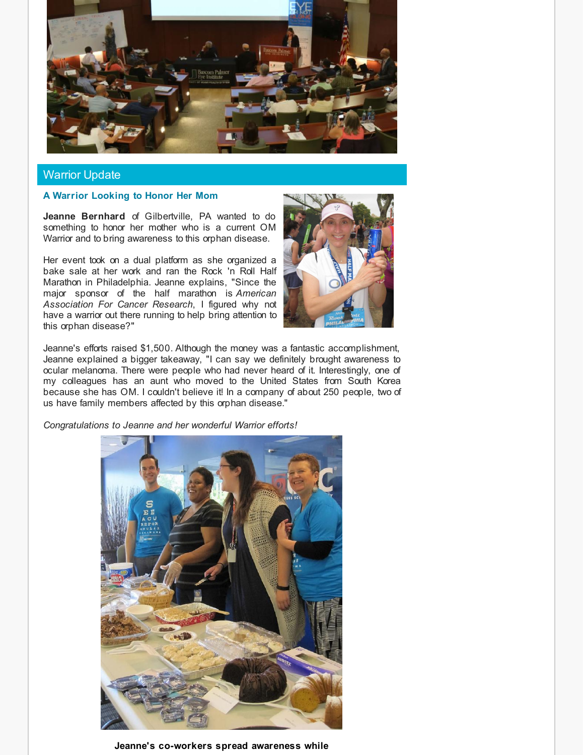## Warrior Update

### A Warrior Looking to Honor Her Mom

**Jeanne Bernhard** of Gilbertville, PA wanted to do something to honor her mother who is a current OM Warrior and to bring awareness to this orphan disease.

Her event took on a dual platform as she organized a bake sale at her work and ran the Rock 'n Roll Half Marathon in Philadelphia. Jeanne explains, "Since the major sponsor of the half marathon is *American Association For Cancer Research*, I figured why not have a warrior out there running to help bring attention to this orphan disease?"

Jeanne's efforts raised $1,500. Although the money was a fantastic accomplishment, Jeanne explained a bigger takeaway, "I can say we definitely brought awareness to ocular melanoma. There were people who had never heard of it. Interestingly, one of my colleagues has an aunt who moved to the United States from South Korea because she has OM. I couldn't believe it! In a company of about 250 people, two of us have family members affected by this orphan disease."

*Congratulations to Jeanne and her wonderful Warrior efforts!*

**Jeanne's co-workers spread awareness while**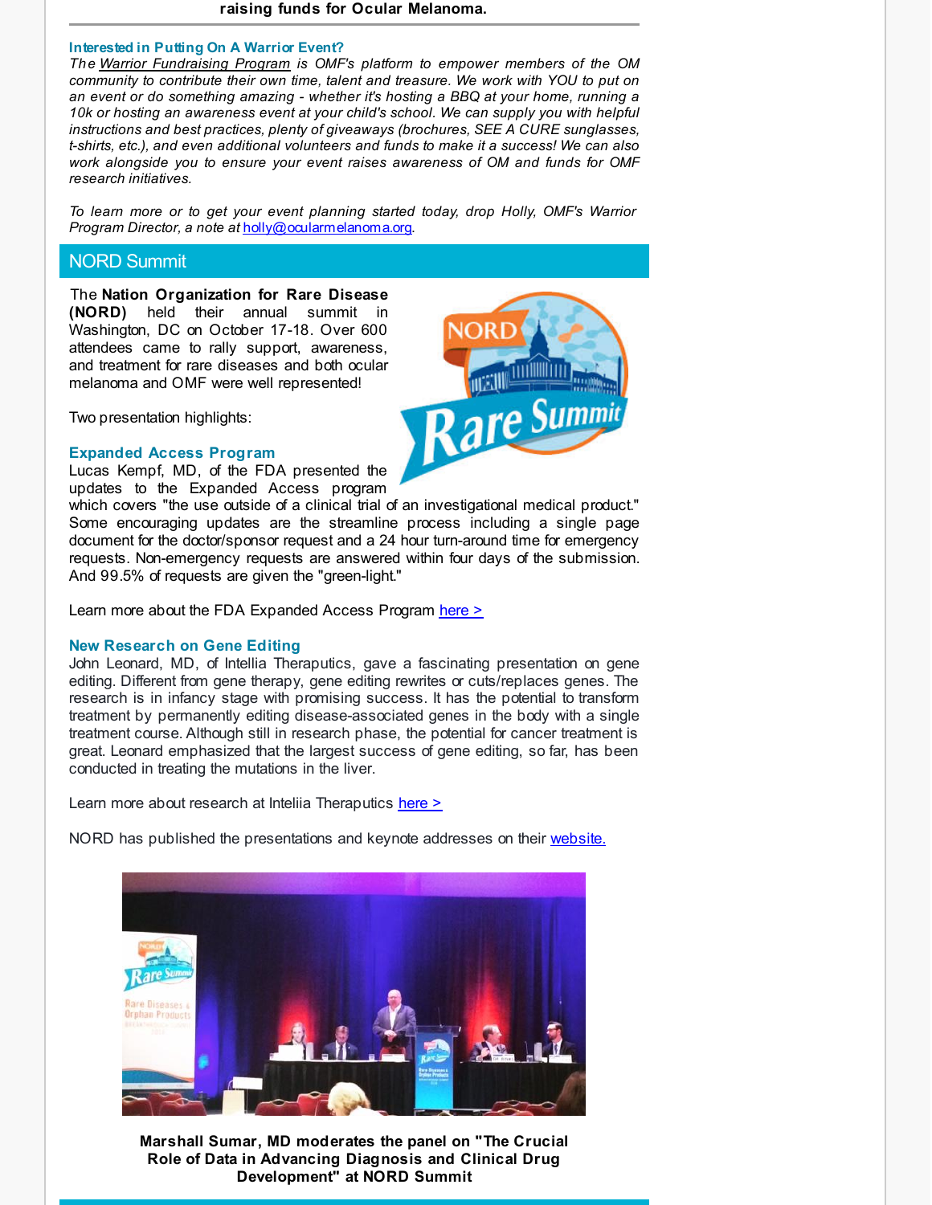**raising funds for Ocular Melanoma.**

### Interested in Putting On A Warrior Event?

*The Warrior Fundraising Program is OMF's platform to empower members of the OM community to contribute their own time, talent and treasure. We work with YOU to put on an event or do something amazing - whether it's hosting a BBQ at your home, running a 10k or hosting an awareness event at your child's school. We can supply you with helpful instructions and best practices, plenty of giveaways (brochures, SEE A CURE sunglasses, t-shirts, etc.), and even additional volunteers and funds to make it a success! We can also work alongside you to ensure your event raises awareness of OM and funds for OMF research initiatives.*

*To learn more or to get your event planning started today, drop Holly, OMF's Warrior Program Director, a note at holly@ocularmelanoma.org.*

## NORD Summit

The **Nation Organization for Rare Disease (NORD)** held their annual summit in Washington, DC on October 17-18. Over 600 attendees came to rally support, awareness, and treatment for rare diseases and both ocular melanoma and OMF were well represented!

Two presentation highlights:

### Expanded Access Program

Lucas Kempf, MD, of the FDA presented the updates to the Expanded Access program which covers "the use outside of a clinical trial of an investigational medical product." Some encouraging updates are the streamline process including a single page document for the doctor/sponsor request and a 24 hour turn-around time for emergency requests. Non-emergency requests are answered within four days of the submission. And 99.5% of requests are given the "green-light."

Learn more about the FDA Expanded Access Program here >

### New Research on Gene Editing

John Leonard, MD, of Intellia Theraputics, gave a fascinating presentation on gene editing. Different from gene therapy, gene editing rewrites or cuts/replaces genes. The research is in infancy stage with promising success. It has the potential to transform treatment by permanently editing disease-associated genes in the body with a single treatment course. Although still in research phase, the potential for cancer treatment is great. Leonard emphasized that the largest success of gene editing, so far, has been conducted in treating the mutations in the liver.

Learn more about research at Inteliia Theraputics here >

NORD has published the presentations and keynote addresses on their website.

**Marshall Sumar, MD moderates the panel on "The Crucial Role of Data in Advancing Diagnosis and Clinical Drug Development" at NORD Summit**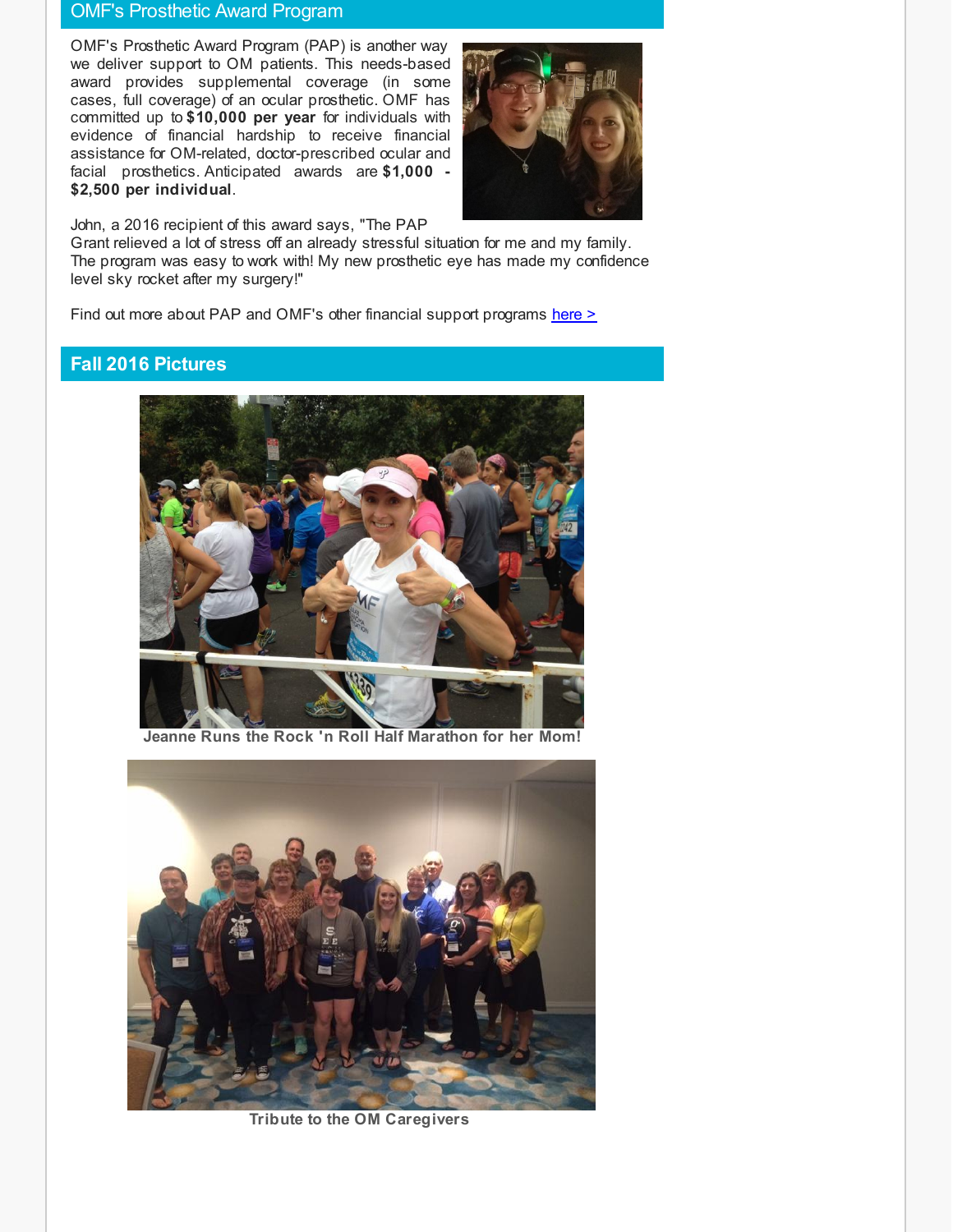## OMF's Prosthetic Award Program

OMF's Prosthetic Award Program (PAP) is another way we deliver support to OM patients. This needs-based award provides supplemental coverage (in some cases, full coverage) of an ocular prosthetic. OMF has committed up to **$10,000 per year** for individuals with evidence of financial hardship to receive financial assistance for OM-related, doctor-prescribed ocular and facial prosthetics. Anticipated awards are **$1,000 - $2,500 per individual**.

John, a 2016 recipient of this award says, "The PAP Grant relieved a lot of stress off an already stressful situation for me and my family. The program was easy to work with! My new prosthetic eye has made my confidence level sky rocket after my surgery!"

Find out more about PAP and OMF's other financial support programs here >

## Fall 2016 Pictures

**Jeanne Runs the Rock 'n Roll Half Marathon for her Mom!**

**Tribute to the OM Caregivers**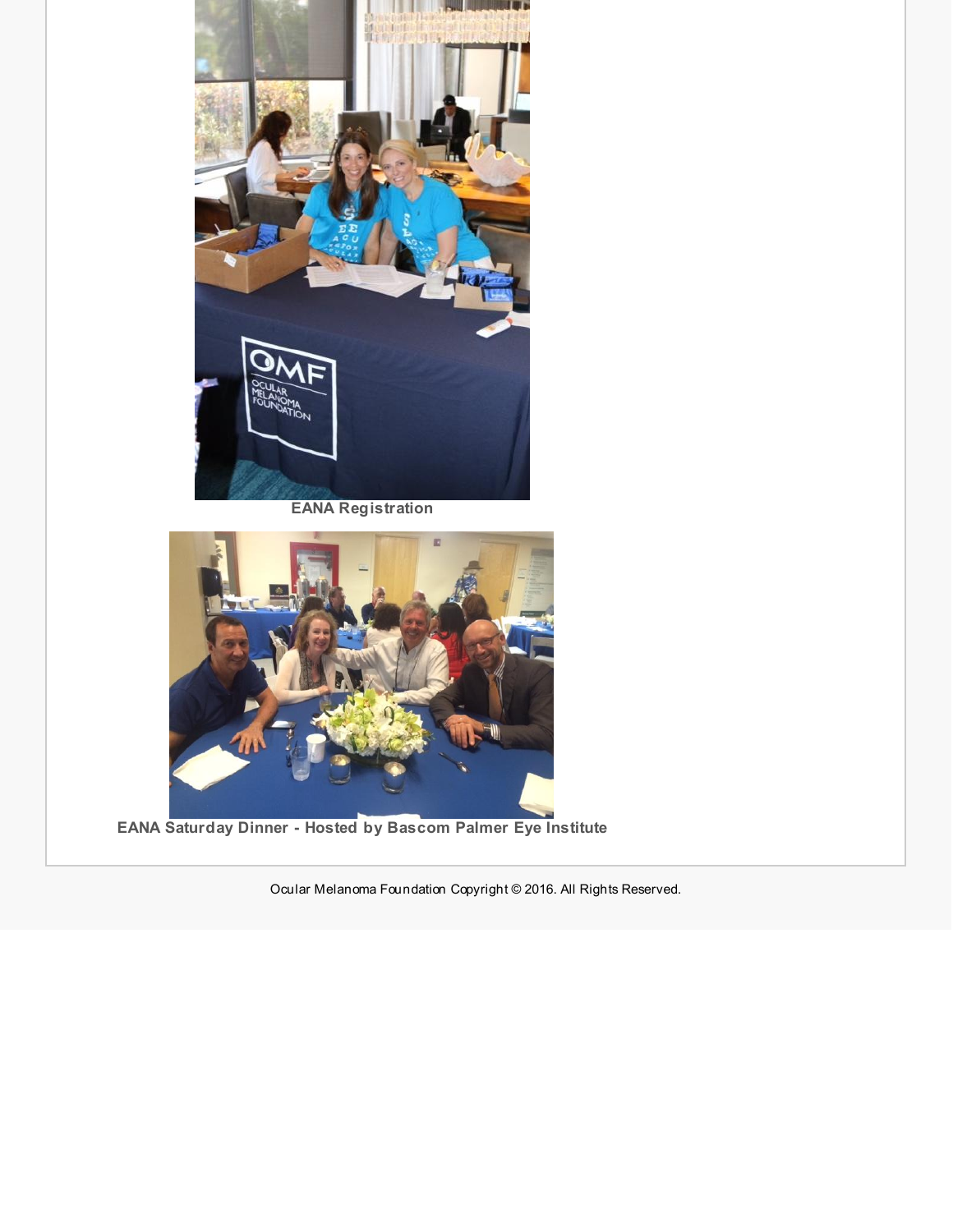**EANA Registration**

**EANA Saturday Dinner - Hosted by Bascom Palmer Eye Institute**

Ocular Melanoma Foundation Copyright © 2016. All Rights Reserved.